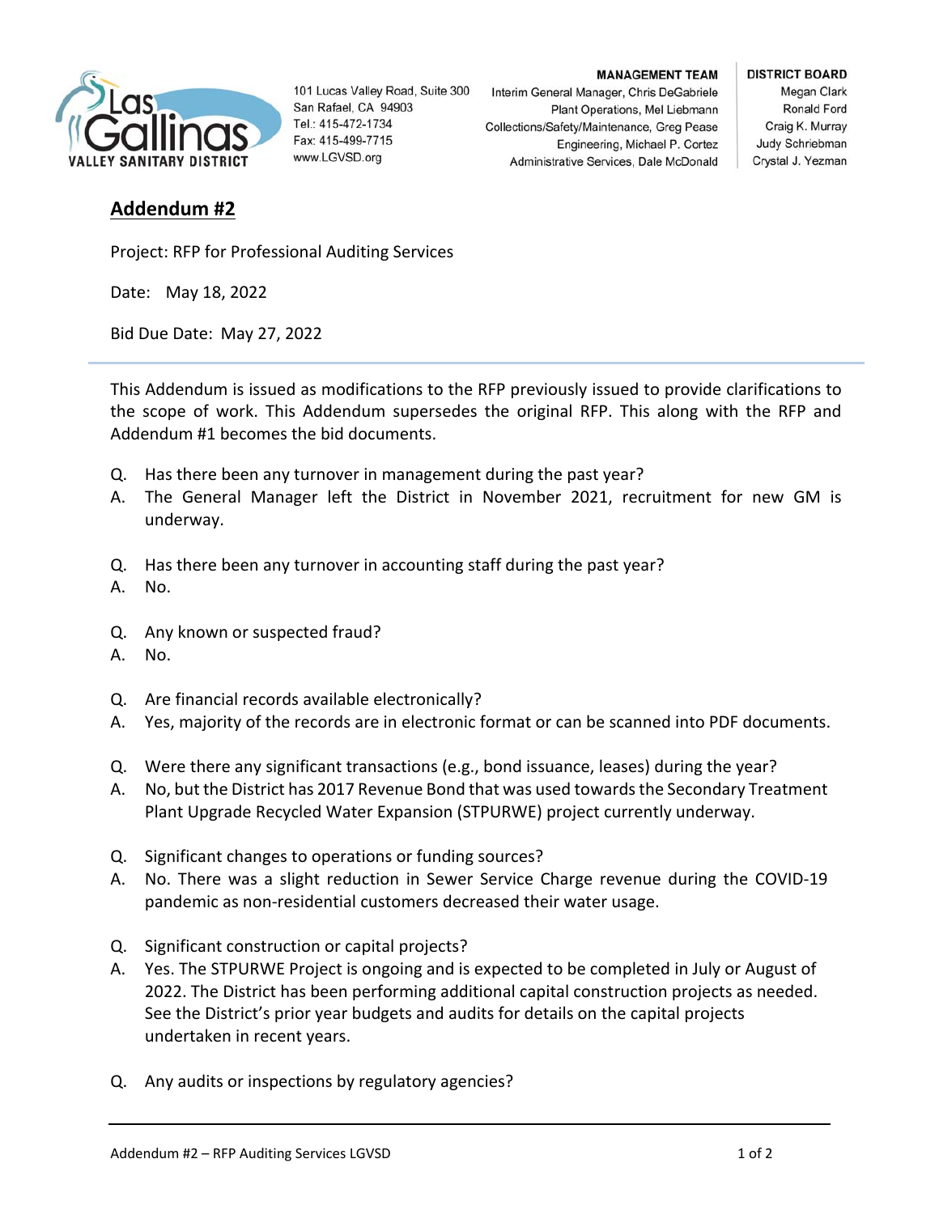Las Gallinas VALLEY SANITARY DISTRICT

101 Lucas Valley Road, Suite 300
San Rafael, CA 94903
Tel.: 415-472-1734
Fax: 415-499-7715
www.LGVSD.org

**MANAGEMENT TEAM**
Interim General Manager, Chris DeGabriele
Plant Operations, Mel Liebmann
Collections/Safety/Maintenance, Greg Pease
Engineering, Michael P. Cortez
Administrative Services, Dale McDonald

**DISTRICT BOARD**
Megan Clark
Ronald Ford
Craig K. Murray
Judy Schriebman
Crystal J. Yezman

# Addendum #2

Project: RFP for Professional Auditing Services

Date: May 18, 2022

Bid Due Date: May 27, 2022

---

This Addendum is issued as modifications to the RFP previously issued to provide clarifications to the scope of work. This Addendum supersedes the original RFP. This along with the RFP and Addendum #1 becomes the bid documents.

Q. Has there been any turnover in management during the past year?
A. The General Manager left the District in November 2021, recruitment for new GM is underway.

Q. Has there been any turnover in accounting staff during the past year?
A. No.

Q. Any known or suspected fraud?
A. No.

Q. Are financial records available electronically?
A. Yes, majority of the records are in electronic format or can be scanned into PDF documents.

Q. Were there any significant transactions (e.g., bond issuance, leases) during the year?
A. No, but the District has 2017 Revenue Bond that was used towards the Secondary Treatment Plant Upgrade Recycled Water Expansion (STPURWE) project currently underway.

Q. Significant changes to operations or funding sources?
A. No. There was a slight reduction in Sewer Service Charge revenue during the COVID-19 pandemic as non-residential customers decreased their water usage.

Q. Significant construction or capital projects?
A. Yes. The STPURWE Project is ongoing and is expected to be completed in July or August of 2022. The District has been performing additional capital construction projects as needed. See the District's prior year budgets and audits for details on the capital projects undertaken in recent years.

Q. Any audits or inspections by regulatory agencies?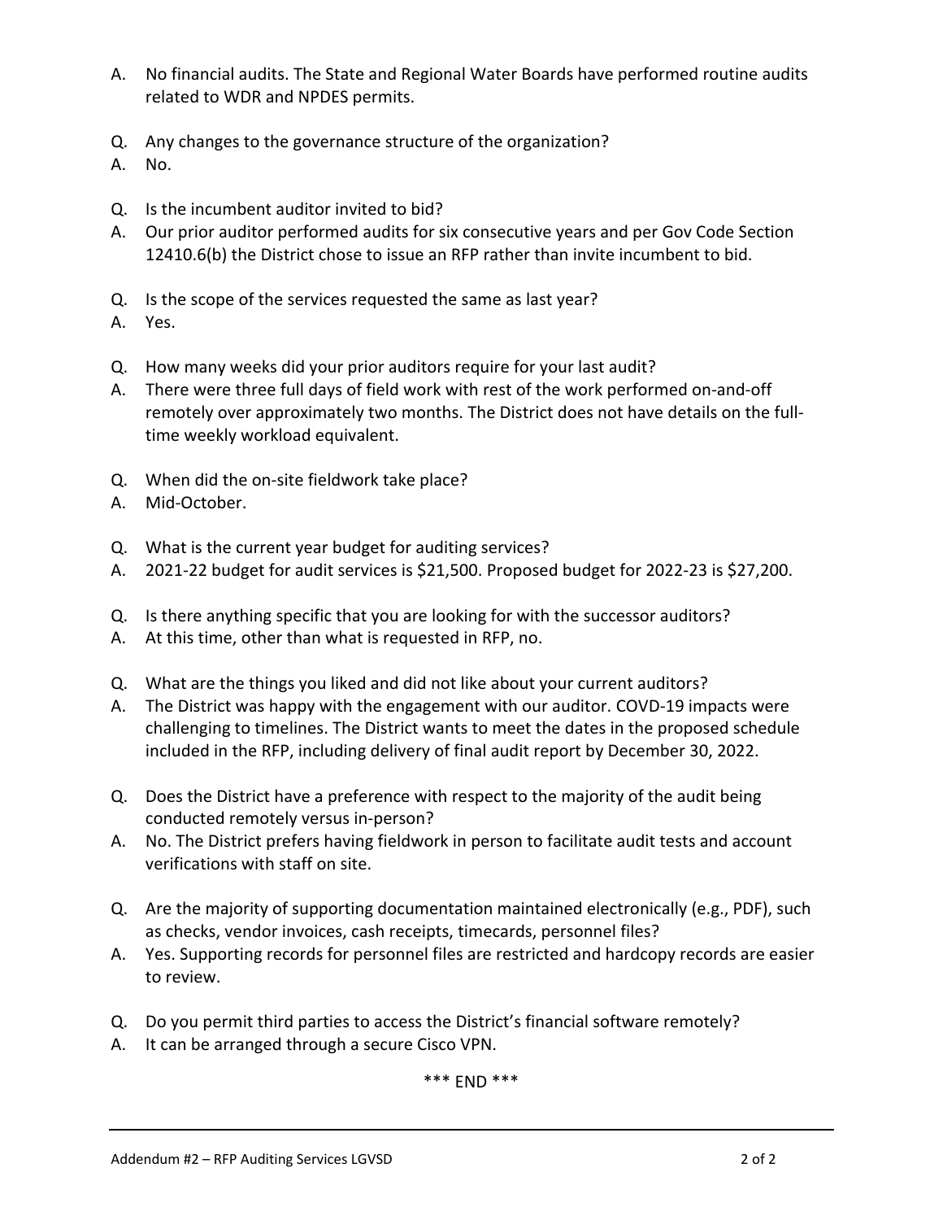A. No financial audits. The State and Regional Water Boards have performed routine audits related to WDR and NPDES permits.

Q. Any changes to the governance structure of the organization?
A. No.

Q. Is the incumbent auditor invited to bid?
A. Our prior auditor performed audits for six consecutive years and per Gov Code Section 12410.6(b) the District chose to issue an RFP rather than invite incumbent to bid.

Q. Is the scope of the services requested the same as last year?
A. Yes.

Q. How many weeks did your prior auditors require for your last audit?
A. There were three full days of field work with rest of the work performed on-and-off remotely over approximately two months. The District does not have details on the full-time weekly workload equivalent.

Q. When did the on-site fieldwork take place?
A. Mid-October.

Q. What is the current year budget for auditing services?
A. 2021-22 budget for audit services is $21,500. Proposed budget for 2022-23 is $27,200.

Q. Is there anything specific that you are looking for with the successor auditors?
A. At this time, other than what is requested in RFP, no.

Q. What are the things you liked and did not like about your current auditors?
A. The District was happy with the engagement with our auditor. COVD-19 impacts were challenging to timelines. The District wants to meet the dates in the proposed schedule included in the RFP, including delivery of final audit report by December 30, 2022.

Q. Does the District have a preference with respect to the majority of the audit being conducted remotely versus in-person?
A. No. The District prefers having fieldwork in person to facilitate audit tests and account verifications with staff on site.

Q. Are the majority of supporting documentation maintained electronically (e.g., PDF), such as checks, vendor invoices, cash receipts, timecards, personnel files?
A. Yes. Supporting records for personnel files are restricted and hardcopy records are easier to review.

Q. Do you permit third parties to access the District's financial software remotely?
A. It can be arranged through a secure Cisco VPN.

*** END ***